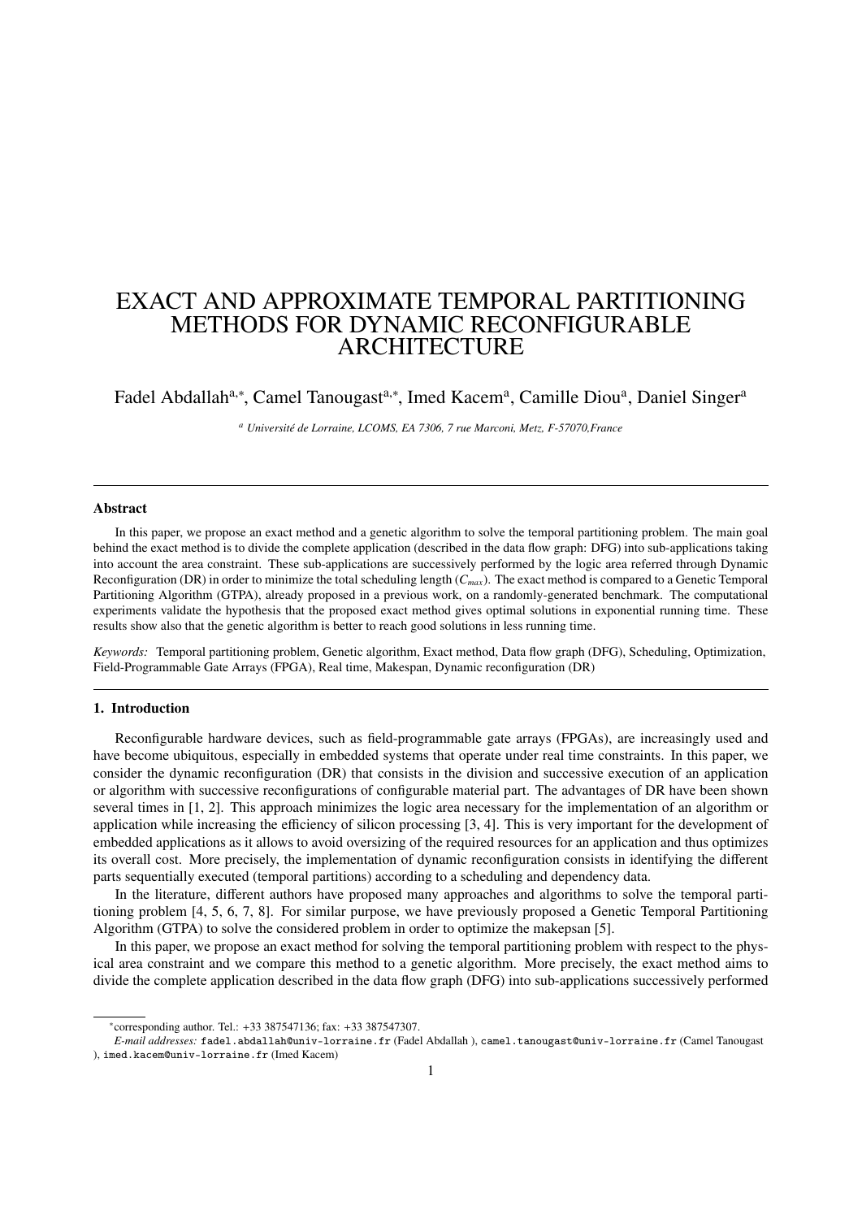# EXACT AND APPROXIMATE TEMPORAL PARTITIONING METHODS FOR DYNAMIC RECONFIGURABLE ARCHITECTURE

Fadel Abdallah[a,*], Camel Tanougast[a,*], Imed Kacem[a], Camille Diou[a], Daniel Singer[a]

[a] *Université de Lorraine, LCOMS, EA 7306, 7 rue Marconi, Metz, F-57070,France*

---

### Abstract

In this paper, we propose an exact method and a genetic algorithm to solve the temporal partitioning problem. The main goal behind the exact method is to divide the complete application (described in the data flow graph: DFG) into sub-applications taking into account the area constraint. These sub-applications are successively performed by the logic area referred through Dynamic Reconfiguration (DR) in order to minimize the total scheduling length ($C_{max}$). The exact method is compared to a Genetic Temporal Partitioning Algorithm (GTPA), already proposed in a previous work, on a randomly-generated benchmark. The computational experiments validate the hypothesis that the proposed exact method gives optimal solutions in exponential running time. These results show also that the genetic algorithm is better to reach good solutions in less running time.

*Keywords:* Temporal partitioning problem, Genetic algorithm, Exact method, Data flow graph (DFG), Scheduling, Optimization, Field-Programmable Gate Arrays (FPGA), Real time, Makespan, Dynamic reconfiguration (DR)

---

## 1. Introduction

Reconfigurable hardware devices, such as field-programmable gate arrays (FPGAs), are increasingly used and have become ubiquitous, especially in embedded systems that operate under real time constraints. In this paper, we consider the dynamic reconfiguration (DR) that consists in the division and successive execution of an application or algorithm with successive reconfigurations of configurable material part. The advantages of DR have been shown several times in [1, 2]. This approach minimizes the logic area necessary for the implementation of an algorithm or application while increasing the efficiency of silicon processing [3, 4]. This is very important for the development of embedded applications as it allows to avoid oversizing of the required resources for an application and thus optimizes its overall cost. More precisely, the implementation of dynamic reconfiguration consists in identifying the different parts sequentially executed (temporal partitions) according to a scheduling and dependency data.

In the literature, different authors have proposed many approaches and algorithms to solve the temporal partitioning problem [4, 5, 6, 7, 8]. For similar purpose, we have previously proposed a Genetic Temporal Partitioning Algorithm (GTPA) to solve the considered problem in order to optimize the makespan [5].

In this paper, we propose an exact method for solving the temporal partitioning problem with respect to the physical area constraint and we compare this method to a genetic algorithm. More precisely, the exact method aims to divide the complete application described in the data flow graph (DFG) into sub-applications successively performed

---

*corresponding author. Tel.: +33 387547136; fax: +33 387547307.

*E-mail addresses:* fadel.abdallah@univ-lorraine.fr (Fadel Abdallah ), camel.tanougast@univ-lorraine.fr (Camel Tanougast ), imed.kacem@univ-lorraine.fr (Imed Kacem)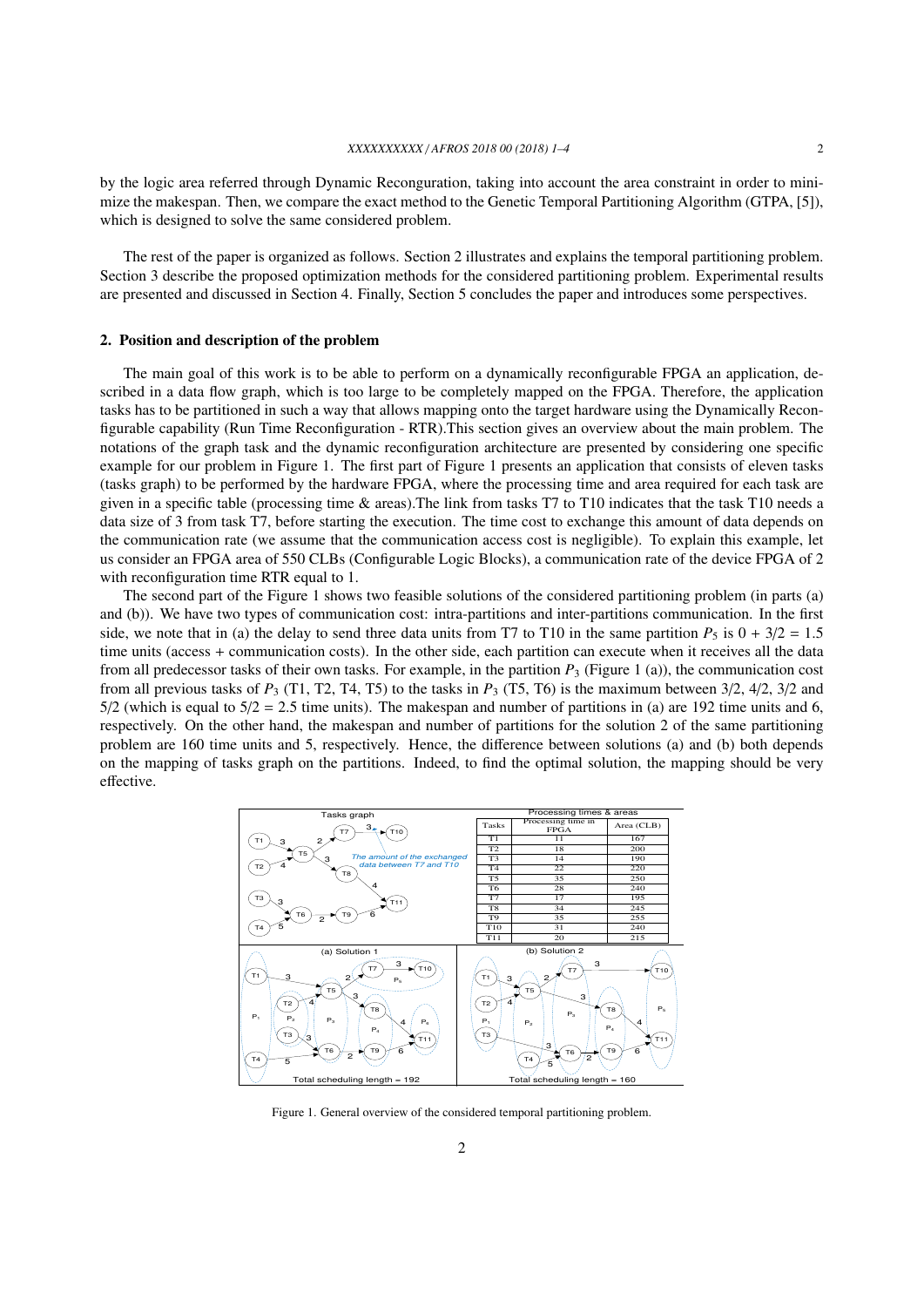by the logic area referred through Dynamic Reconguration, taking into account the area constraint in order to minimize the makespan. Then, we compare the exact method to the Genetic Temporal Partitioning Algorithm (GTPA, [5]), which is designed to solve the same considered problem.

The rest of the paper is organized as follows. Section 2 illustrates and explains the temporal partitioning problem. Section 3 describe the proposed optimization methods for the considered partitioning problem. Experimental results are presented and discussed in Section 4. Finally, Section 5 concludes the paper and introduces some perspectives.

## 2. Position and description of the problem

The main goal of this work is to be able to perform on a dynamically reconfigurable FPGA an application, described in a data flow graph, which is too large to be completely mapped on the FPGA. Therefore, the application tasks has to be partitioned in such a way that allows mapping onto the target hardware using the Dynamically Reconfigurable capability (Run Time Reconfiguration - RTR).This section gives an overview about the main problem. The notations of the graph task and the dynamic reconfiguration architecture are presented by considering one specific example for our problem in Figure 1. The first part of Figure 1 presents an application that consists of eleven tasks (tasks graph) to be performed by the hardware FPGA, where the processing time and area required for each task are given in a specific table (processing time & areas).The link from tasks T7 to T10 indicates that the task T10 needs a data size of 3 from task T7, before starting the execution. The time cost to exchange this amount of data depends on the communication rate (we assume that the communication access cost is negligible). To explain this example, let us consider an FPGA area of 550 CLBs (Configurable Logic Blocks), a communication rate of the device FPGA of 2 with reconfiguration time RTR equal to 1.

The second part of the Figure 1 shows two feasible solutions of the considered partitioning problem (in parts (a) and (b)). We have two types of communication cost: intra-partitions and inter-partitions communication. In the first side, we note that in (a) the delay to send three data units from T7 to T10 in the same partition $P_5$ is $0 + 3/2 = 1.5$ time units (access + communication costs). In the other side, each partition can execute when it receives all the data from all predecessor tasks of their own tasks. For example, in the partition $P_3$ (Figure 1 (a)), the communication cost from all previous tasks of $P_3$ (T1, T2, T4, T5) to the tasks in $P_3$ (T5, T6) is the maximum between 3/2, 4/2, 3/2 and 5/2 (which is equal to $5/2 = 2.5$ time units). The makespan and number of partitions in (a) are 192 time units and 6, respectively. On the other hand, the makespan and number of partitions for the solution 2 of the same partitioning problem are 160 time units and 5, respectively. Hence, the difference between solutions (a) and (b) both depends on the mapping of tasks graph on the partitions. Indeed, to find the optimal solution, the mapping should be very effective.

Processing times & areas

| Tasks | Processing time in FPGA | Area (CLB) |
|---|---|---|
| T1 | 11 | 167 |
| T2 | 18 | 200 |
| T3 | 14 | 190 |
| T4 | 22 | 220 |
| T5 | 35 | 250 |
| T6 | 28 | 240 |
| T7 | 17 | 195 |
| T8 | 34 | 245 |
| T9 | 35 | 255 |
| T10 | 31 | 240 |
| T11 | 20 | 215 |

Figure 1. General overview of the considered temporal partitioning problem.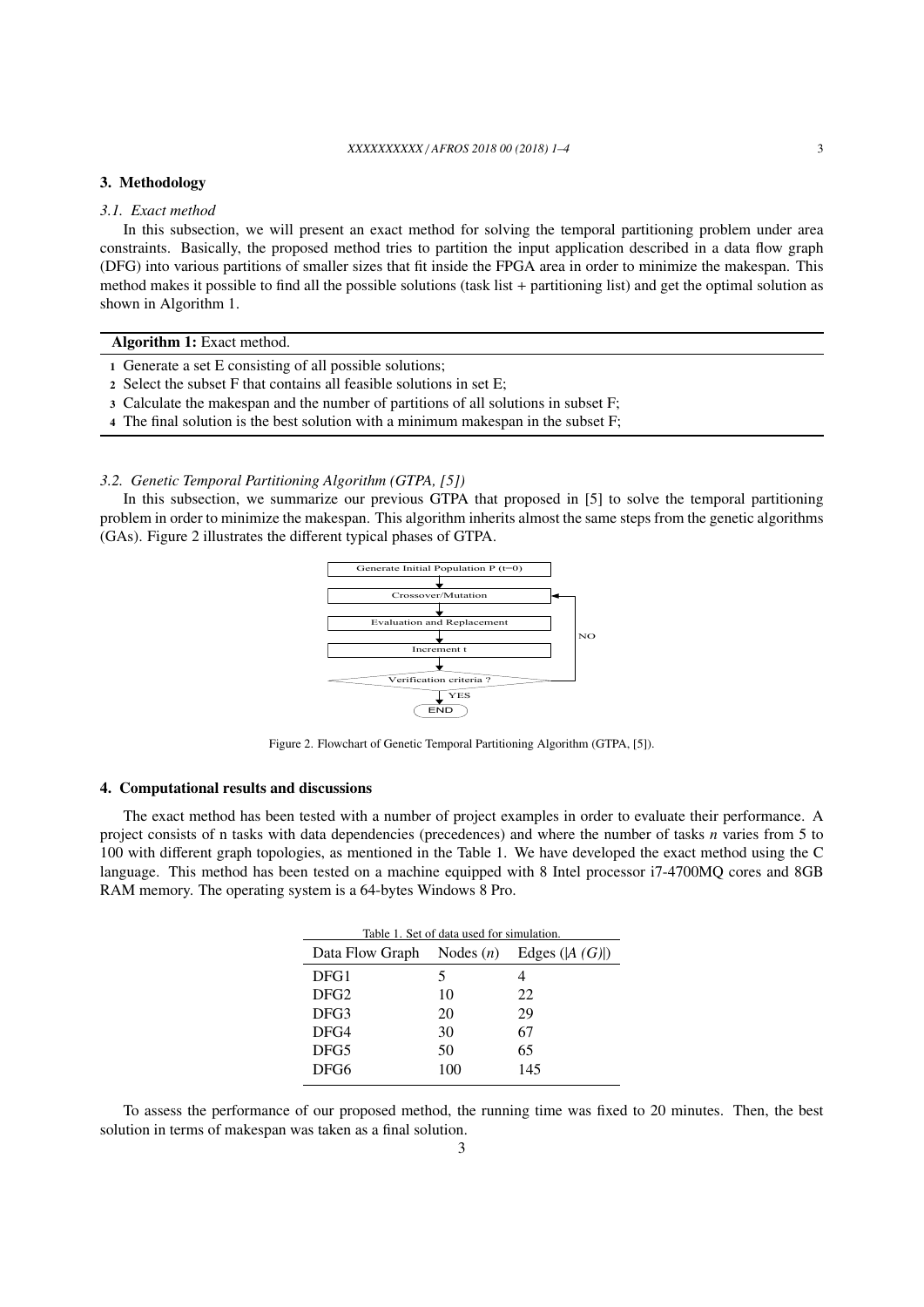## 3. Methodology

### 3.1. Exact method

In this subsection, we will present an exact method for solving the temporal partitioning problem under area constraints. Basically, the proposed method tries to partition the input application described in a data flow graph (DFG) into various partitions of smaller sizes that fit inside the FPGA area in order to minimize the makespan. This method makes it possible to find all the possible solutions (task list + partitioning list) and get the optimal solution as shown in Algorithm 1.

**Algorithm 1:** Exact method.

1. Generate a set E consisting of all possible solutions;
2. Select the subset F that contains all feasible solutions in set E;
3. Calculate the makespan and the number of partitions of all solutions in subset F;
4. The final solution is the best solution with a minimum makespan in the subset F;

### 3.2. Genetic Temporal Partitioning Algorithm (GTPA, [5])

In this subsection, we summarize our previous GTPA that proposed in [5] to solve the temporal partitioning problem in order to minimize the makespan. This algorithm inherits almost the same steps from the genetic algorithms (GAs). Figure 2 illustrates the different typical phases of GTPA.

Generate Initial Population P (t=0) → Crossover/Mutation → Evaluation and Replacement → Increment t → Verification criteria ? (NO → Crossover/Mutation; YES → END)

Figure 2. Flowchart of Genetic Temporal Partitioning Algorithm (GTPA, [5]).

## 4. Computational results and discussions

The exact method has been tested with a number of project examples in order to evaluate their performance. A project consists of n tasks with data dependencies (precedences) and where the number of tasks $n$ varies from 5 to 100 with different graph topologies, as mentioned in the Table 1. We have developed the exact method using the C language. This method has been tested on a machine equipped with 8 Intel processor i7-4700MQ cores and 8GB RAM memory. The operating system is a 64-bytes Windows 8 Pro.

Table 1. Set of data used for simulation.

| Data Flow Graph | Nodes ($n$) | Edges ($\|A\ (G)\|$) |
|---|---|---|
| DFG1 | 5 | 4 |
| DFG2 | 10 | 22 |
| DFG3 | 20 | 29 |
| DFG4 | 30 | 67 |
| DFG5 | 50 | 65 |
| DFG6 | 100 | 145 |

To assess the performance of our proposed method, the running time was fixed to 20 minutes. Then, the best solution in terms of makespan was taken as a final solution.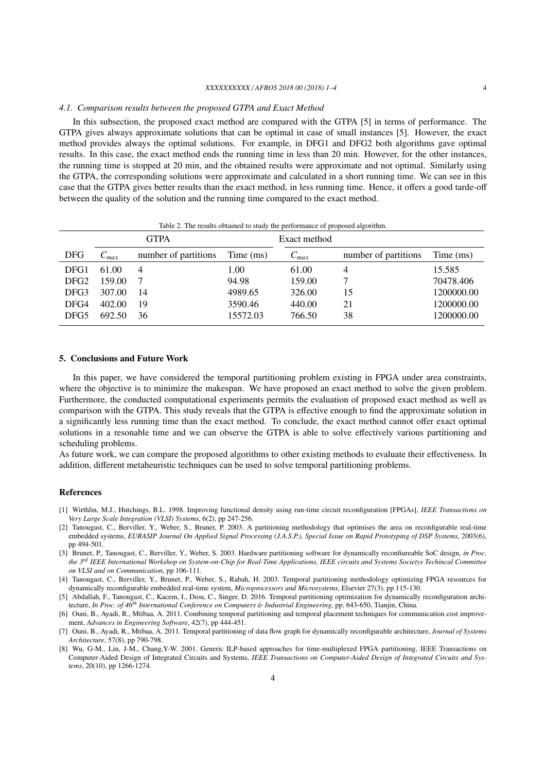### 4.1. Comparison results between the proposed GTPA and Exact Method

In this subsection, the proposed exact method are compared with the GTPA [5] in terms of performance. The GTPA gives always approximate solutions that can be optimal in case of small instances [5]. However, the exact method provides always the optimal solutions. For example, in DFG1 and DFG2 both algorithms gave optimal results. In this case, the exact method ends the running time in less than 20 min. However, for the other instances, the running time is stopped at 20 min, and the obtained results were approximate and not optimal. Similarly using the GTPA, the corresponding solutions were approximate and calculated in a short running time. We can see in this case that the GTPA gives better results than the exact method, in less running time. Hence, it offers a good tarde-off between the quality of the solution and the running time compared to the exact method.

Table 2. The results obtained to study the performance of proposed algorithm.

| | GTPA | | | Exact method | | |
|---|---|---|---|---|---|---|
| DFG | $C_{max}$ | number of partitions | Time (ms) | $C_{max}$ | number of partitions | Time (ms) |
| DFG1 | 61.00 | 4 | 1.00 | 61.00 | 4 | 15.585 |
| DFG2 | 159.00 | 7 | 94.98 | 159.00 | 7 | 70478.406 |
| DFG3 | 307.00 | 14 | 4989.65 | 326.00 | 15 | 1200000.00 |
| DFG4 | 402.00 | 19 | 3590.46 | 440.00 | 21 | 1200000.00 |
| DFG5 | 692.50 | 36 | 15572.03 | 766.50 | 38 | 1200000.00 |

## 5. Conclusions and Future Work

In this paper, we have considered the temporal partitioning problem existing in FPGA under area constraints, where the objective is to minimize the makespan. We have proposed an exact method to solve the given problem. Furthermore, the conducted computational experiments permits the evaluation of proposed exact method as well as comparison with the GTPA. This study reveals that the GTPA is effective enough to find the approximate solution in a significantly less running time than the exact method. To conclude, the exact method cannot offer exact optimal solutions in a resonable time and we can observe the GTPA is able to solve effectively various partitioning and scheduling problems.

As future work, we can compare the proposed algorithms to other existing methods to evaluate their effectiveness. In addition, different metaheuristic techniques can be used to solve temporal partitioning problems.

## References

[1] Wirthlin, M.J., Hutchings, B.L. 1998. Improving functional density using run-time circuit reconfiguration [FPGAs], *IEEE Transactions on Very Large Scale Integration (VLSI) Systems*, 6(2), pp 247-256.

[2] Tanougast, C., Berviller, Y., Weber, S., Brunet, P. 2003. A partitioning methodology that optimises the area on reconfigurable real-time embedded systems, *EURASIP Journal On Applied Signal Processing (J.A.S.P.), Special Issue on Rapid Prototyping of DSP Systems*, 2003(6), pp 494-501.

[3] Brunet, P., Tanougast, C., Berviller, Y., Weber, S. 2003. Hardware partitioning software for dynamically reconfiureable SoC design, *in Proc. the 3rd IEEE International Workshop on System-on-Chip for Real-Time Applications, IEEE circuits and Systems Societys Techincal Committee on VLSI and on Communication*, pp 106-111.

[4] Tanougast, C., Berviller, Y., Brunet, P., Weber, S., Rabah, H. 2003. Temporal partitioning methodology optimizing FPGA resources for dynamically reconfigurable embedded real-time system, *Microprocessors and Microsystems*, Elsevier 27(3), pp 115-130.

[5] Abdallah, F., Tanougast, C., Kacem, I., Diou, C., Singer, D. 2016. Temporal partitioning optimization for dynamically reconfiguration architecture, *In Proc. of 46th International Conference on Computers & Industrial Engineering*, pp. 643-650, Tianjin, China.

[6] Ouni, B., Ayadi, R., Mtibaa, A. 2011. Combining temporal partitioning and temporal placement techniques for communication cost improvement, *Advances in Engineering Software*, 42(7), pp 444-451.

[7] Ouni, B., Ayadi, R., Mtibaa, A. 2011. Temporal partitioning of data flow graph for dynamically reconfigurable architecture, *Journal of Systems Architecture*, 57(8), pp 790-798.

[8] Wu, G-M., Lin, J-M., Chang,Y-W. 2001. Generic ILP-based approaches for time-multiplexed FPGA partitioning, IEEE Transactions on Computer-Aided Design of Integrated Circuits and Systems, *IEEE Transactions on Computer-Aided Design of Integrated Circuits and Systems*, 20(10), pp 1266-1274.